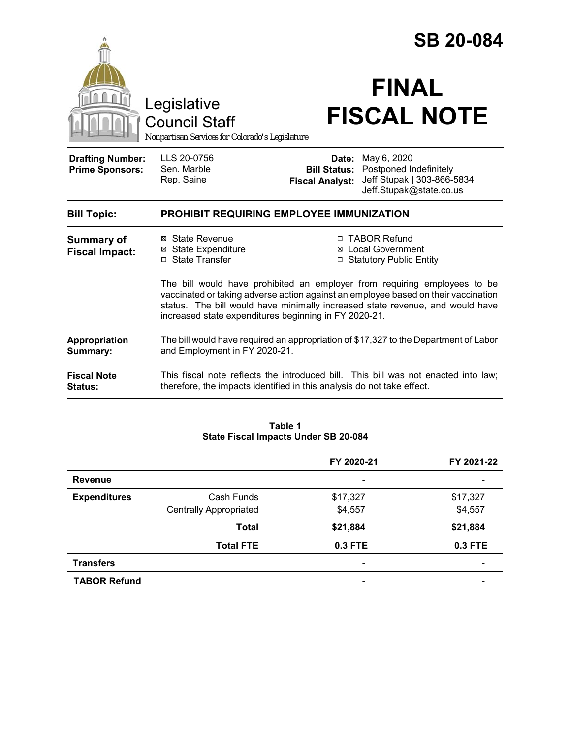# SB 20-084

Legislative Council Staff

*Nonpartisan Services for Colorado's Legislature*

# FINAL FISCAL NOTE

| | | | |
|---|---|---|---|
| **Drafting Number:** | LLS 20-0756 | **Date:** | May 6, 2020 |
| **Prime Sponsors:** | Sen. Marble<br>Rep. Saine | **Bill Status:** | Postponed Indefinitely |
| | | **Fiscal Analyst:** | Jeff Stupak \| 303-866-5834<br>Jeff.Stupak@state.co.us |

| | |
|---|---|
| **Bill Topic:** | **PROHIBIT REQUIRING EMPLOYEE IMMUNIZATION** |

**Summary of Fiscal Impact:**

- ☒ State Revenue
- ☒ State Expenditure
- ☐ State Transfer
- ☐ TABOR Refund
- ☒ Local Government
- ☐ Statutory Public Entity

The bill would have prohibited an employer from requiring employees to be vaccinated or taking adverse action against an employee based on their vaccination status. The bill would have minimally increased state revenue, and would have increased state expenditures beginning in FY 2020-21.

**Appropriation Summary:** The bill would have required an appropriation of $17,327 to the Department of Labor and Employment in FY 2020-21.

**Fiscal Note Status:** This fiscal note reflects the introduced bill. This bill was not enacted into law; therefore, the impacts identified in this analysis do not take effect.

**Table 1**
**State Fiscal Impacts Under SB 20-084**

| | | FY 2020-21 | FY 2021-22 |
|---|---|---|---|
| **Revenue** | | - | - |
| **Expenditures** | Cash Funds | $17,327 | $17,327 |
| | Centrally Appropriated | $4,557 | $4,557 |
| | **Total** | **$21,884** | **$21,884** |
| | **Total FTE** | **0.3 FTE** | **0.3 FTE** |
| **Transfers** | | - | - |
| **TABOR Refund** | | - | - |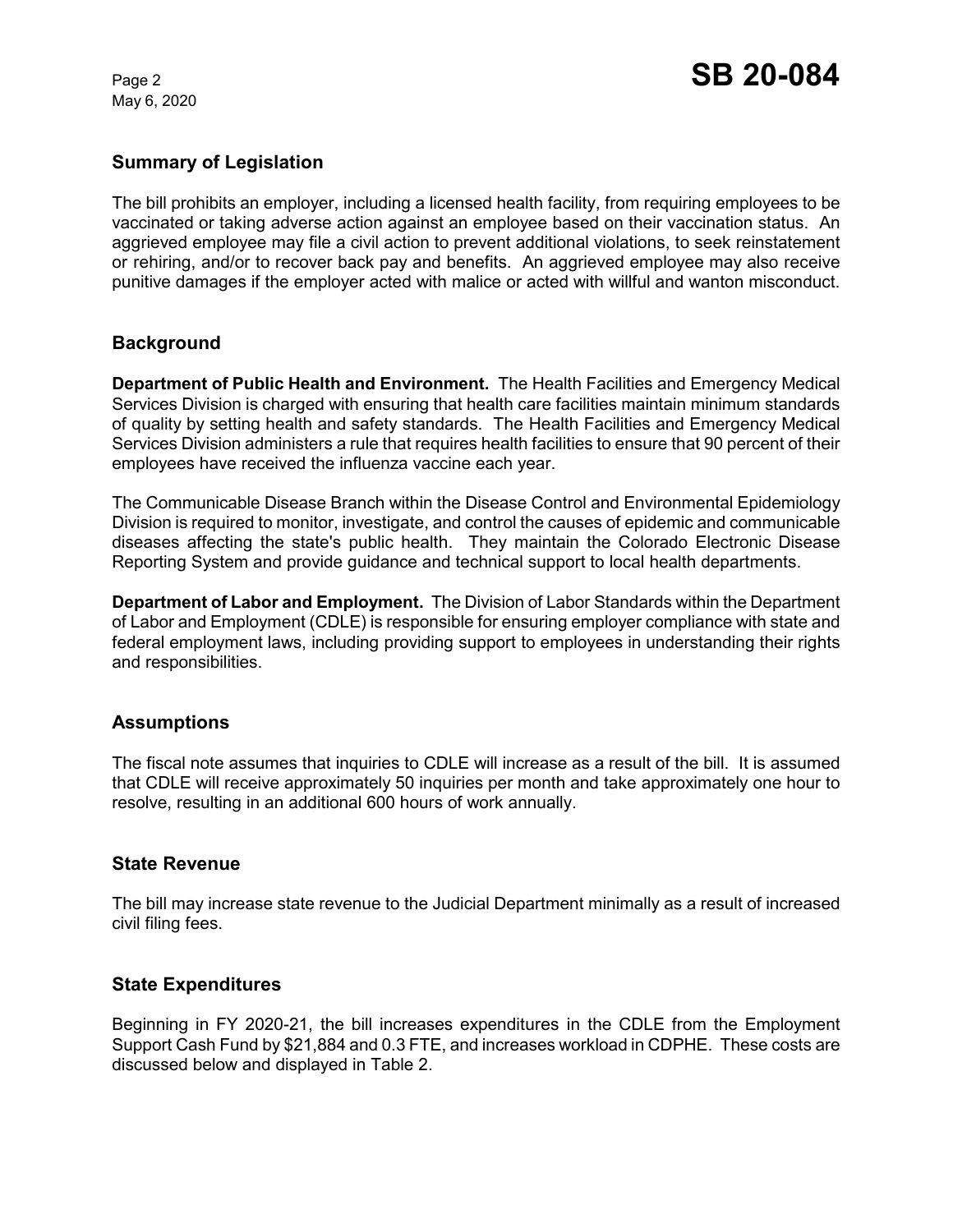## Summary of Legislation

The bill prohibits an employer, including a licensed health facility, from requiring employees to be vaccinated or taking adverse action against an employee based on their vaccination status. An aggrieved employee may file a civil action to prevent additional violations, to seek reinstatement or rehiring, and/or to recover back pay and benefits. An aggrieved employee may also receive punitive damages if the employer acted with malice or acted with willful and wanton misconduct.

## Background

**Department of Public Health and Environment.** The Health Facilities and Emergency Medical Services Division is charged with ensuring that health care facilities maintain minimum standards of quality by setting health and safety standards. The Health Facilities and Emergency Medical Services Division administers a rule that requires health facilities to ensure that 90 percent of their employees have received the influenza vaccine each year.

The Communicable Disease Branch within the Disease Control and Environmental Epidemiology Division is required to monitor, investigate, and control the causes of epidemic and communicable diseases affecting the state's public health. They maintain the Colorado Electronic Disease Reporting System and provide guidance and technical support to local health departments.

**Department of Labor and Employment.** The Division of Labor Standards within the Department of Labor and Employment (CDLE) is responsible for ensuring employer compliance with state and federal employment laws, including providing support to employees in understanding their rights and responsibilities.

## Assumptions

The fiscal note assumes that inquiries to CDLE will increase as a result of the bill. It is assumed that CDLE will receive approximately 50 inquiries per month and take approximately one hour to resolve, resulting in an additional 600 hours of work annually.

## State Revenue

The bill may increase state revenue to the Judicial Department minimally as a result of increased civil filing fees.

## State Expenditures

Beginning in FY 2020-21, the bill increases expenditures in the CDLE from the Employment Support Cash Fund by $21,884 and 0.3 FTE, and increases workload in CDPHE. These costs are discussed below and displayed in Table 2.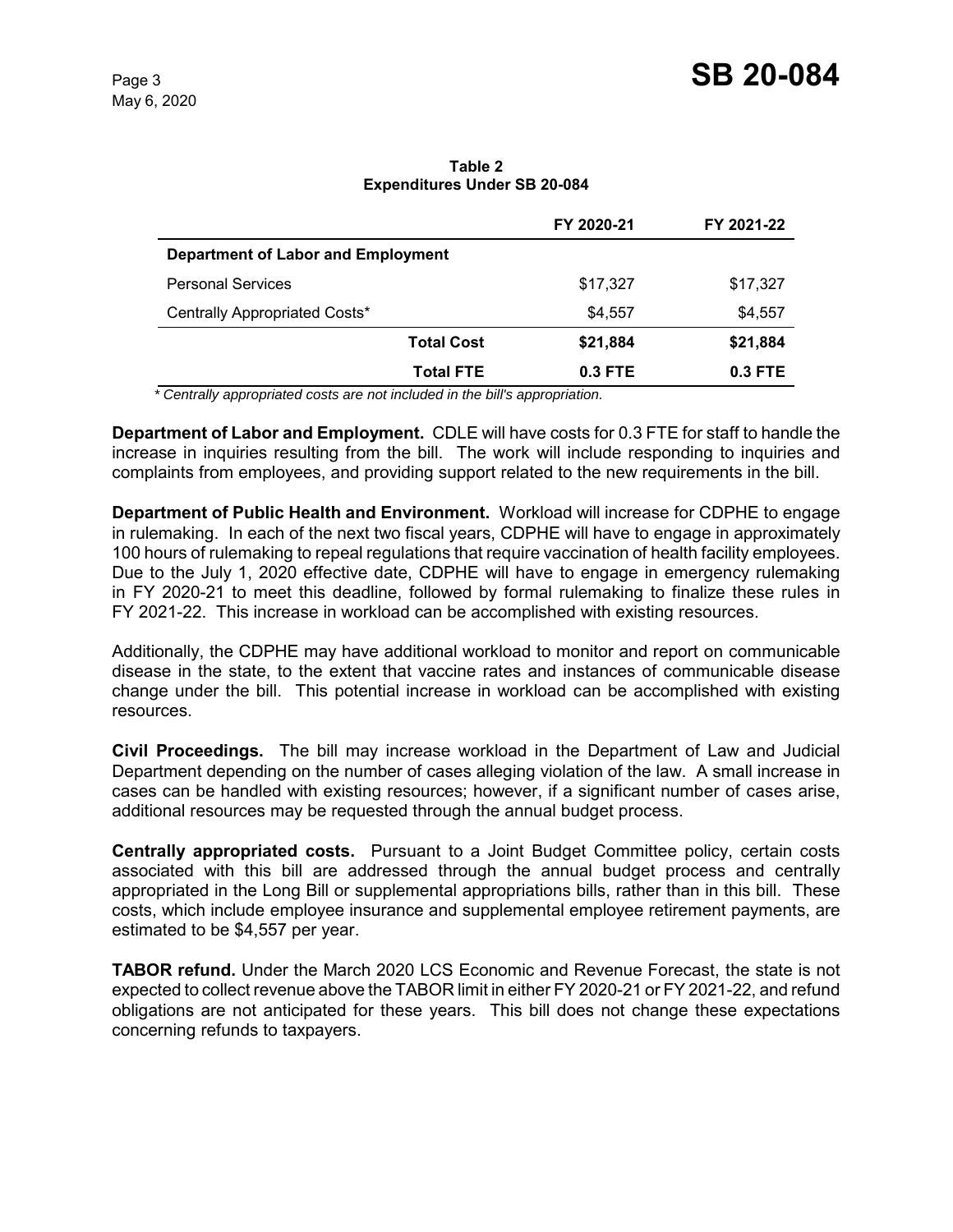**Table 2**
**Expenditures Under SB 20-084**

| | FY 2020-21 | FY 2021-22 |
|---|---|---|
| **Department of Labor and Employment** | | |
| Personal Services | $17,327 | $17,327 |
| Centrally Appropriated Costs* | $4,557 | $4,557 |
| **Total Cost** | **$21,884** | **$21,884** |
| **Total FTE** | **0.3 FTE** | **0.3 FTE** |

*\* Centrally appropriated costs are not included in the bill's appropriation.*

**Department of Labor and Employment.** CDLE will have costs for 0.3 FTE for staff to handle the increase in inquiries resulting from the bill. The work will include responding to inquiries and complaints from employees, and providing support related to the new requirements in the bill.

**Department of Public Health and Environment.** Workload will increase for CDPHE to engage in rulemaking. In each of the next two fiscal years, CDPHE will have to engage in approximately 100 hours of rulemaking to repeal regulations that require vaccination of health facility employees. Due to the July 1, 2020 effective date, CDPHE will have to engage in emergency rulemaking in FY 2020-21 to meet this deadline, followed by formal rulemaking to finalize these rules in FY 2021-22. This increase in workload can be accomplished with existing resources.

Additionally, the CDPHE may have additional workload to monitor and report on communicable disease in the state, to the extent that vaccine rates and instances of communicable disease change under the bill. This potential increase in workload can be accomplished with existing resources.

**Civil Proceedings.** The bill may increase workload in the Department of Law and Judicial Department depending on the number of cases alleging violation of the law. A small increase in cases can be handled with existing resources; however, if a significant number of cases arise, additional resources may be requested through the annual budget process.

**Centrally appropriated costs.** Pursuant to a Joint Budget Committee policy, certain costs associated with this bill are addressed through the annual budget process and centrally appropriated in the Long Bill or supplemental appropriations bills, rather than in this bill. These costs, which include employee insurance and supplemental employee retirement payments, are estimated to be $4,557 per year.

**TABOR refund.** Under the March 2020 LCS Economic and Revenue Forecast, the state is not expected to collect revenue above the TABOR limit in either FY 2020-21 or FY 2021-22, and refund obligations are not anticipated for these years. This bill does not change these expectations concerning refunds to taxpayers.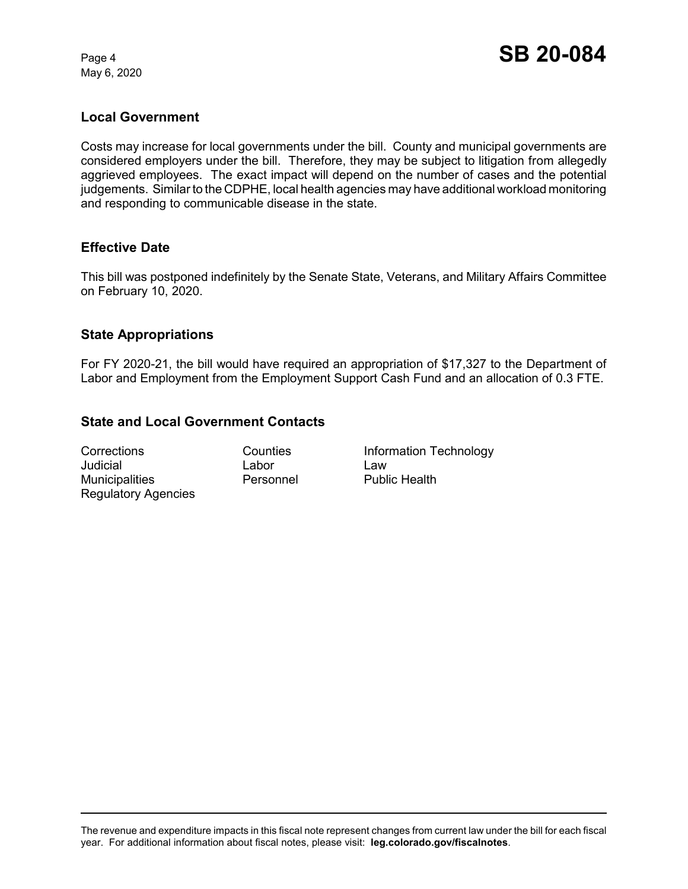## Local Government

Costs may increase for local governments under the bill. County and municipal governments are considered employers under the bill. Therefore, they may be subject to litigation from allegedly aggrieved employees. The exact impact will depend on the number of cases and the potential judgements. Similar to the CDPHE, local health agencies may have additional workload monitoring and responding to communicable disease in the state.

## Effective Date

This bill was postponed indefinitely by the Senate State, Veterans, and Military Affairs Committee on February 10, 2020.

## State Appropriations

For FY 2020-21, the bill would have required an appropriation of $17,327 to the Department of Labor and Employment from the Employment Support Cash Fund and an allocation of 0.3 FTE.

## State and Local Government Contacts

| | | |
|---|---|---|
| Corrections | Counties | Information Technology |
| Judicial | Labor | Law |
| Municipalities | Personnel | Public Health |
| Regulatory Agencies | | |

The revenue and expenditure impacts in this fiscal note represent changes from current law under the bill for each fiscal year. For additional information about fiscal notes, please visit: **leg.colorado.gov/fiscalnotes**.